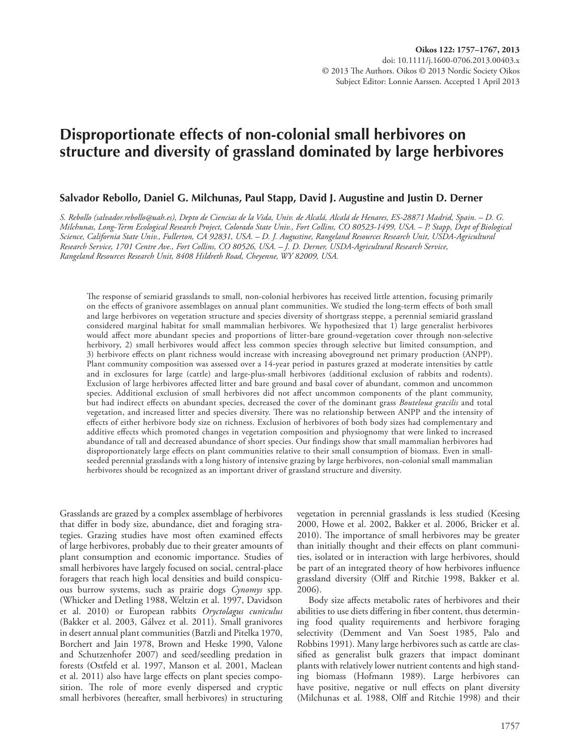# Disproportionate effects of non-colonial small herbivores on structure and diversity of grassland dominated by large herbivores

**Salvador Rebollo, Daniel G. Milchunas, Paul Stapp, David J. Augustine and Justin D. Derner**

*S. Rebollo (salvador.rebollo@uah.es), Depto de Ciencias de la Vida, Univ. de Alcalá, Alcalá de Henares, ES-28871 Madrid, Spain. – D. G. Milchunas, Long-Term Ecological Research Project, Colorado State Univ., Fort Collins, CO 80523-1499, USA. – P. Stapp, Dept of Biological Science, California State Univ., Fullerton, CA 92831, USA. – D. J. Augustine, Rangeland Resources Research Unit, USDA-Agricultural Research Service, 1701 Centre Ave., Fort Collins, CO 80526, USA. – J. D. Derner, USDA-Agricultural Research Service, Rangeland Resources Research Unit, 8408 Hildreth Road, Cheyenne, WY 82009, USA.*

The response of semiarid grasslands to small, non-colonial herbivores has received little attention, focusing primarily on the effects of granivore assemblages on annual plant communities. We studied the long-term effects of both small and large herbivores on vegetation structure and species diversity of shortgrass steppe, a perennial semiarid grassland considered marginal habitat for small mammalian herbivores. We hypothesized that 1) large generalist herbivores would affect more abundant species and proportions of litter-bare ground-vegetation cover through non-selective herbivory, 2) small herbivores would affect less common species through selective but limited consumption, and 3) herbivore effects on plant richness would increase with increasing aboveground net primary production (ANPP). Plant community composition was assessed over a 14-year period in pastures grazed at moderate intensities by cattle and in exclosures for large (cattle) and large-plus-small herbivores (additional exclusion of rabbits and rodents). Exclusion of large herbivores affected litter and bare ground and basal cover of abundant, common and uncommon species. Additional exclusion of small herbivores did not affect uncommon components of the plant community, but had indirect effects on abundant species, decreased the cover of the dominant grass *Bouteloua gracilis* and total vegetation, and increased litter and species diversity. There was no relationship between ANPP and the intensity of effects of either herbivore body size on richness. Exclusion of herbivores of both body sizes had complementary and additive effects which promoted changes in vegetation composition and physiognomy that were linked to increased abundance of tall and decreased abundance of short species. Our findings show that small mammalian herbivores had disproportionately large effects on plant communities relative to their small consumption of biomass. Even in small-seeded perennial grasslands with a long history of intensive grazing by large herbivores, non-colonial small mammalian herbivores should be recognized as an important driver of grassland structure and diversity.

Grasslands are grazed by a complex assemblage of herbivores that differ in body size, abundance, diet and foraging strategies. Grazing studies have most often examined effects of large herbivores, probably due to their greater amounts of plant consumption and economic importance. Studies of small herbivores have largely focused on social, central-place foragers that reach high local densities and build conspicuous burrow systems, such as prairie dogs *Cynomys* spp. (Whicker and Detling 1988, Weltzin et al. 1997, Davidson et al. 2010) or European rabbits *Oryctolagus cuniculus* (Bakker et al. 2003, Gálvez et al. 2011). Small granivores in desert annual plant communities (Batzli and Pitelka 1970, Borchert and Jain 1978, Brown and Heske 1990, Valone and Schutzenhofer 2007) and seed/seedling predation in forests (Ostfeld et al. 1997, Manson et al. 2001, Maclean et al. 2011) also have large effects on plant species composition. The role of more evenly dispersed and cryptic small herbivores (hereafter, small herbivores) in structuring vegetation in perennial grasslands is less studied (Keesing 2000, Howe et al. 2002, Bakker et al. 2006, Bricker et al. 2010). The importance of small herbivores may be greater than initially thought and their effects on plant communities, isolated or in interaction with large herbivores, should be part of an integrated theory of how herbivores influence grassland diversity (Olff and Ritchie 1998, Bakker et al. 2006).

Body size affects metabolic rates of herbivores and their abilities to use diets differing in fiber content, thus determining food quality requirements and herbivore foraging selectivity (Demment and Van Soest 1985, Palo and Robbins 1991). Many large herbivores such as cattle are classified as generalist bulk grazers that impact dominant plants with relatively lower nutrient contents and high standing biomass (Hofmann 1989). Large herbivores can have positive, negative or null effects on plant diversity (Milchunas et al. 1988, Olff and Ritchie 1998) and their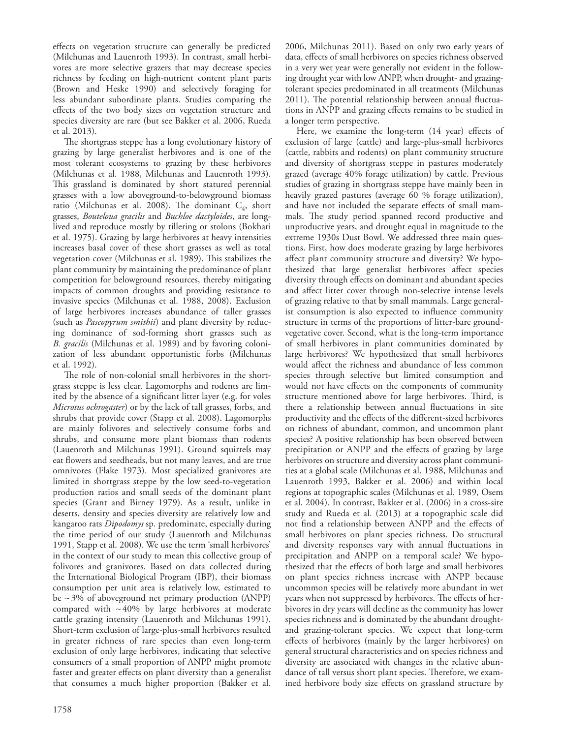effects on vegetation structure can generally be predicted (Milchunas and Lauenroth 1993). In contrast, small herbivores are more selective grazers that may decrease species richness by feeding on high-nutrient content plant parts (Brown and Heske 1990) and selectively foraging for less abundant subordinate plants. Studies comparing the effects of the two body sizes on vegetation structure and species diversity are rare (but see Bakker et al. 2006, Rueda et al. 2013).

The shortgrass steppe has a long evolutionary history of grazing by large generalist herbivores and is one of the most tolerant ecosystems to grazing by these herbivores (Milchunas et al. 1988, Milchunas and Lauenroth 1993). This grassland is dominated by short statured perennial grasses with a low aboveground-to-belowground biomass ratio (Milchunas et al. 2008). The dominant $C_4$, short grasses, *Bouteloua gracilis* and *Buchloe dactyloides*, are long-lived and reproduce mostly by tillering or stolons (Bokhari et al. 1975). Grazing by large herbivores at heavy intensities increases basal cover of these short grasses as well as total vegetation cover (Milchunas et al. 1989). This stabilizes the plant community by maintaining the predominance of plant competition for belowground resources, thereby mitigating impacts of common droughts and providing resistance to invasive species (Milchunas et al. 1988, 2008). Exclusion of large herbivores increases abundance of taller grasses (such as *Pascopyrum smithii*) and plant diversity by reducing dominance of sod-forming short grasses such as *B. gracilis* (Milchunas et al. 1989) and by favoring colonization of less abundant opportunistic forbs (Milchunas et al. 1992).

The role of non-colonial small herbivores in the shortgrass steppe is less clear. Lagomorphs and rodents are limited by the absence of a significant litter layer (e.g. for voles *Microtus ochrogaster*) or by the lack of tall grasses, forbs, and shrubs that provide cover (Stapp et al. 2008). Lagomorphs are mainly folivores and selectively consume forbs and shrubs, and consume more plant biomass than rodents (Lauenroth and Milchunas 1991). Ground squirrels may eat flowers and seedheads, but not many leaves, and are true omnivores (Flake 1973). Most specialized granivores are limited in shortgrass steppe by the low seed-to-vegetation production ratios and small seeds of the dominant plant species (Grant and Birney 1979). As a result, unlike in deserts, density and species diversity are relatively low and kangaroo rats *Dipodomys* sp. predominate, especially during the time period of our study (Lauenroth and Milchunas 1991, Stapp et al. 2008). We use the term 'small herbivores' in the context of our study to mean this collective group of folivores and granivores. Based on data collected during the International Biological Program (IBP), their biomass consumption per unit area is relatively low, estimated to be ~3% of aboveground net primary production (ANPP) compared with ~40% by large herbivores at moderate cattle grazing intensity (Lauenroth and Milchunas 1991). Short-term exclusion of large-plus-small herbivores resulted in greater richness of rare species than even long-term exclusion of only large herbivores, indicating that selective consumers of a small proportion of ANPP might promote faster and greater effects on plant diversity than a generalist that consumes a much higher proportion (Bakker et al. 2006, Milchunas 2011). Based on only two early years of data, effects of small herbivores on species richness observed in a very wet year were generally not evident in the following drought year with low ANPP, when drought- and grazing-tolerant species predominated in all treatments (Milchunas 2011). The potential relationship between annual fluctuations in ANPP and grazing effects remains to be studied in a longer term perspective.

Here, we examine the long-term (14 year) effects of exclusion of large (cattle) and large-plus-small herbivores (cattle, rabbits and rodents) on plant community structure and diversity of shortgrass steppe in pastures moderately grazed (average 40% forage utilization) by cattle. Previous studies of grazing in shortgrass steppe have mainly been in heavily grazed pastures (average 60 % forage utilization), and have not included the separate effects of small mammals. The study period spanned record productive and unproductive years, and drought equal in magnitude to the extreme 1930s Dust Bowl. We addressed three main questions. First, how does moderate grazing by large herbivores affect plant community structure and diversity? We hypothesized that large generalist herbivores affect species diversity through effects on dominant and abundant species and affect litter cover through non-selective intense levels of grazing relative to that by small mammals. Large generalist consumption is also expected to influence community structure in terms of the proportions of litter-bare ground-vegetative cover. Second, what is the long-term importance of small herbivores in plant communities dominated by large herbivores? We hypothesized that small herbivores would affect the richness and abundance of less common species through selective but limited consumption and would not have effects on the components of community structure mentioned above for large herbivores. Third, is there a relationship between annual fluctuations in site productivity and the effects of the different-sized herbivores on richness of abundant, common, and uncommon plant species? A positive relationship has been observed between precipitation or ANPP and the effects of grazing by large herbivores on structure and diversity across plant communities at a global scale (Milchunas et al. 1988, Milchunas and Lauenroth 1993, Bakker et al. 2006) and within local regions at topographic scales (Milchunas et al. 1989, Osem et al. 2004). In contrast, Bakker et al. (2006) in a cross-site study and Rueda et al. (2013) at a topographic scale did not find a relationship between ANPP and the effects of small herbivores on plant species richness. Do structural and diversity responses vary with annual fluctuations in precipitation and ANPP on a temporal scale? We hypothesized that the effects of both large and small herbivores on plant species richness increase with ANPP because uncommon species will be relatively more abundant in wet years when not suppressed by herbivores. The effects of herbivores in dry years will decline as the community has lower species richness and is dominated by the abundant drought- and grazing-tolerant species. We expect that long-term effects of herbivores (mainly by the larger herbivores) on general structural characteristics and on species richness and diversity are associated with changes in the relative abundance of tall versus short plant species. Therefore, we examined herbivore body size effects on grassland structure by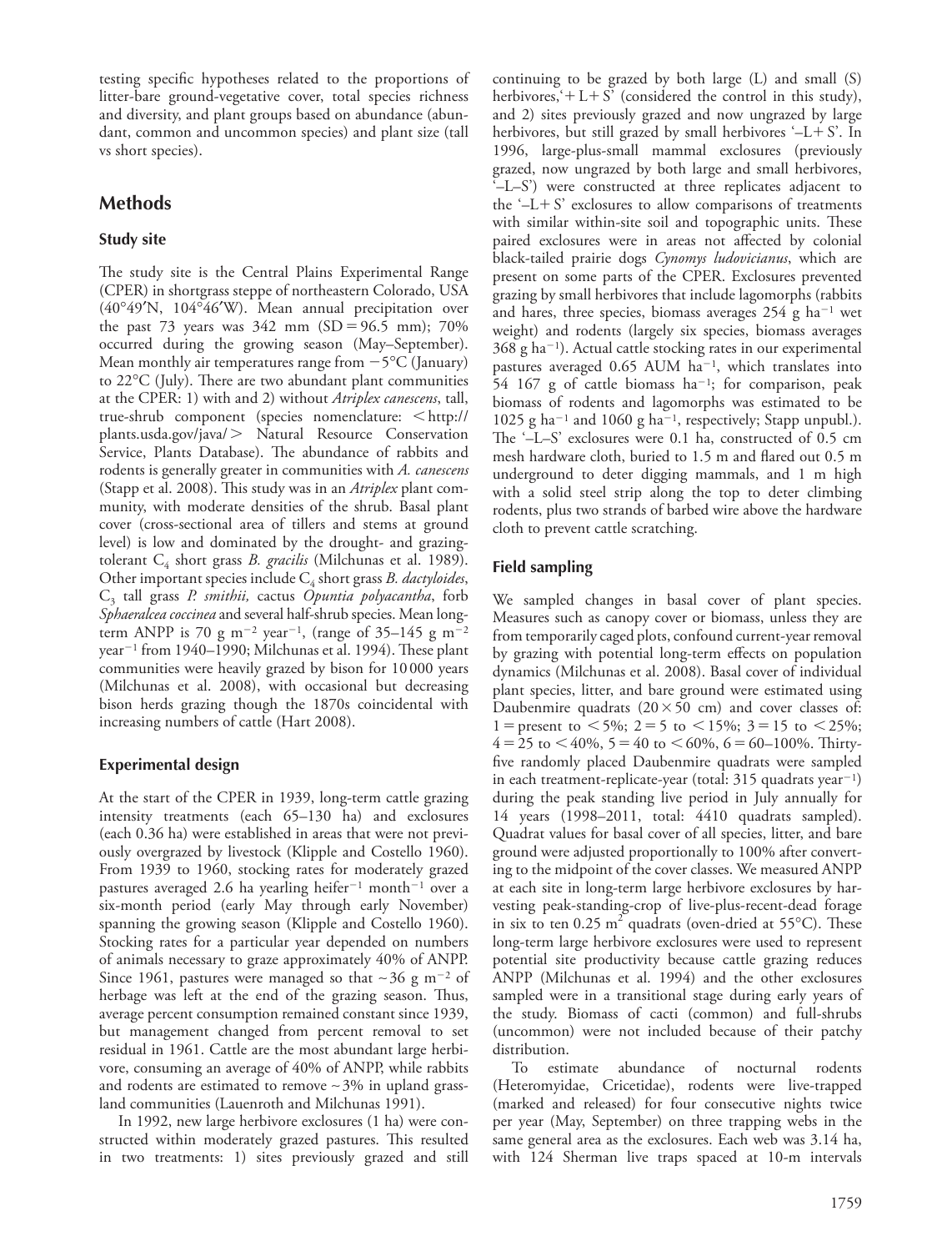testing specific hypotheses related to the proportions of litter-bare ground-vegetative cover, total species richness and diversity, and plant groups based on abundance (abundant, common and uncommon species) and plant size (tall vs short species).

## Methods

### Study site

The study site is the Central Plains Experimental Range (CPER) in shortgrass steppe of northeastern Colorado, USA (40°49′N, 104°46′W). Mean annual precipitation over the past 73 years was 342 mm (SD = 96.5 mm); 70% occurred during the growing season (May–September). Mean monthly air temperatures range from −5°C (January) to 22°C (July). There are two abundant plant communities at the CPER: 1) with and 2) without *Atriplex canescens*, tall, true-shrub component (species nomenclature: < http://plants.usda.gov/java/ > Natural Resource Conservation Service, Plants Database). The abundance of rabbits and rodents is generally greater in communities with *A. canescens* (Stapp et al. 2008). This study was in an *Atriplex* plant community, with moderate densities of the shrub. Basal plant cover (cross-sectional area of tillers and stems at ground level) is low and dominated by the drought- and grazing-tolerant $C_4$ short grass *B. gracilis* (Milchunas et al. 1989). Other important species include $C_4$ short grass *B. dactyloides*, $C_3$ tall grass *P. smithii,* cactus *Opuntia polyacantha*, forb *Sphaeralcea coccinea* and several half-shrub species. Mean long-term ANPP is 70 g $m^{-2}$ $year^{-1}$, (range of 35–145 g $m^{-2}$ $year^{-1}$ from 1940–1990; Milchunas et al. 1994). These plant communities were heavily grazed by bison for 10 000 years (Milchunas et al. 2008), with occasional but decreasing bison herds grazing though the 1870s coincidental with increasing numbers of cattle (Hart 2008).

### Experimental design

At the start of the CPER in 1939, long-term cattle grazing intensity treatments (each 65–130 ha) and exclosures (each 0.36 ha) were established in areas that were not previously overgrazed by livestock (Klipple and Costello 1960). From 1939 to 1960, stocking rates for moderately grazed pastures averaged 2.6 ha yearling $heifer^{-1}$ $month^{-1}$ over a six-month period (early May through early November) spanning the growing season (Klipple and Costello 1960). Stocking rates for a particular year depended on numbers of animals necessary to graze approximately 40% of ANPP. Since 1961, pastures were managed so that ~36 g $m^{-2}$ of herbage was left at the end of the grazing season. Thus, average percent consumption remained constant since 1939, but management changed from percent removal to set residual in 1961. Cattle are the most abundant large herbivore, consuming an average of 40% of ANPP, while rabbits and rodents are estimated to remove ~3% in upland grassland communities (Lauenroth and Milchunas 1991).

In 1992, new large herbivore exclosures (1 ha) were constructed within moderately grazed pastures. This resulted in two treatments: 1) sites previously grazed and still continuing to be grazed by both large (L) and small (S) herbivores, '+ L+ S' (considered the control in this study), and 2) sites previously grazed and now ungrazed by large herbivores, but still grazed by small herbivores '–L+ S'. In 1996, large-plus-small mammal exclosures (previously grazed, now ungrazed by both large and small herbivores, '–L–S') were constructed at three replicates adjacent to the '–L+ S' exclosures to allow comparisons of treatments with similar within-site soil and topographic units. These paired exclosures were in areas not affected by colonial black-tailed prairie dogs *Cynomys ludovicianus*, which are present on some parts of the CPER. Exclosures prevented grazing by small herbivores that include lagomorphs (rabbits and hares, three species, biomass averages 254 g $ha^{-1}$ wet weight) and rodents (largely six species, biomass averages 368 g $ha^{-1}$). Actual cattle stocking rates in our experimental pastures averaged 0.65 AUM $ha^{-1}$, which translates into 54 167 g of cattle biomass $ha^{-1}$; for comparison, peak biomass of rodents and lagomorphs was estimated to be 1025 g $ha^{-1}$ and 1060 g $ha^{-1}$, respectively; Stapp unpubl.). The '–L–S' exclosures were 0.1 ha, constructed of 0.5 cm mesh hardware cloth, buried to 1.5 m and flared out 0.5 m underground to deter digging mammals, and 1 m high with a solid steel strip along the top to deter climbing rodents, plus two strands of barbed wire above the hardware cloth to prevent cattle scratching.

### Field sampling

We sampled changes in basal cover of plant species. Measures such as canopy cover or biomass, unless they are from temporarily caged plots, confound current-year removal by grazing with potential long-term effects on population dynamics (Milchunas et al. 2008). Basal cover of individual plant species, litter, and bare ground were estimated using Daubenmire quadrats (20 × 50 cm) and cover classes of: 1 = present to < 5%; 2 = 5 to < 15%; 3 = 15 to < 25%; 4 = 25 to < 40%, 5 = 40 to < 60%, 6 = 60–100%. Thirty-five randomly placed Daubenmire quadrats were sampled in each treatment-replicate-year (total: 315 quadrats $year^{-1}$) during the peak standing live period in July annually for 14 years (1998–2011, total: 4410 quadrats sampled). Quadrat values for basal cover of all species, litter, and bare ground were adjusted proportionally to 100% after converting to the midpoint of the cover classes. We measured ANPP at each site in long-term large herbivore exclosures by harvesting peak-standing-crop of live-plus-recent-dead forage in six to ten 0.25 $m^2$ quadrats (oven-dried at 55°C). These long-term large herbivore exclosures were used to represent potential site productivity because cattle grazing reduces ANPP (Milchunas et al. 1994) and the other exclosures sampled were in a transitional stage during early years of the study. Biomass of cacti (common) and full-shrubs (uncommon) were not included because of their patchy distribution.

To estimate abundance of nocturnal rodents (Heteromyidae, Cricetidae), rodents were live-trapped (marked and released) for four consecutive nights twice per year (May, September) on three trapping webs in the same general area as the exclosures. Each web was 3.14 ha, with 124 Sherman live traps spaced at 10-m intervals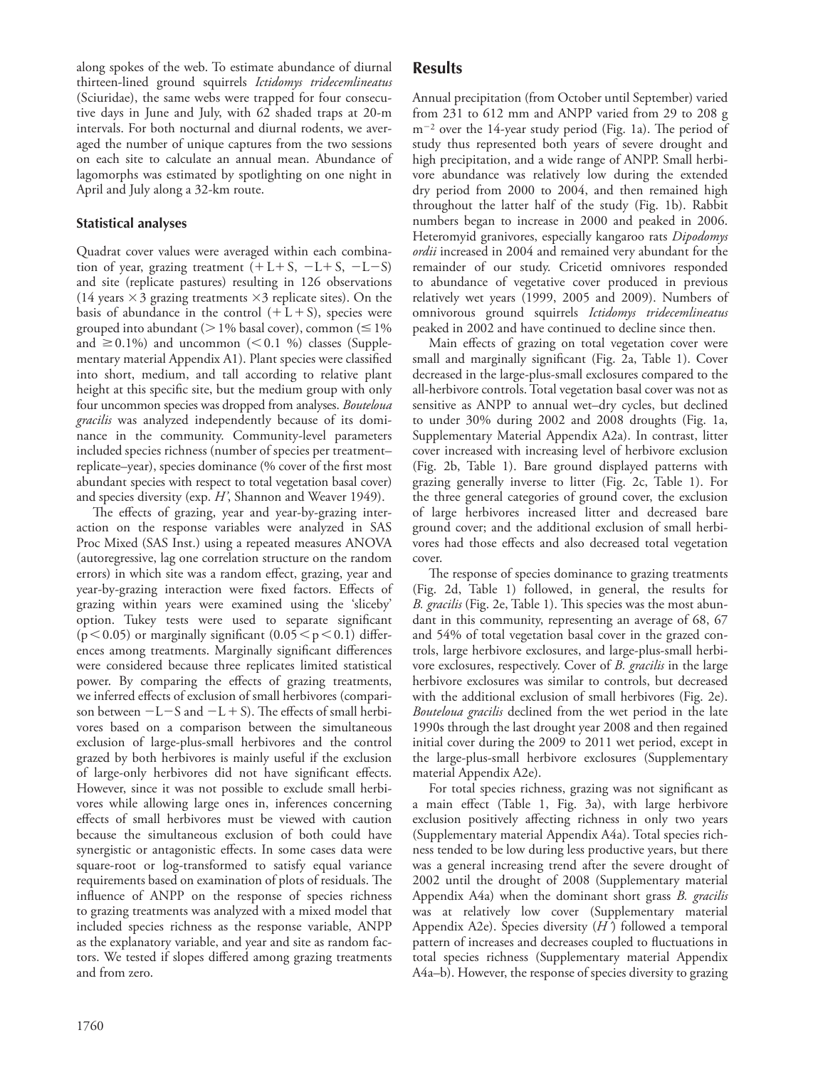along spokes of the web. To estimate abundance of diurnal thirteen-lined ground squirrels *Ictidomys tridecemlineatus* (Sciuridae), the same webs were trapped for four consecutive days in June and July, with 62 shaded traps at 20-m intervals. For both nocturnal and diurnal rodents, we averaged the number of unique captures from the two sessions on each site to calculate an annual mean. Abundance of lagomorphs was estimated by spotlighting on one night in April and July along a 32-km route.

### Statistical analyses

Quadrat cover values were averaged within each combination of year, grazing treatment (+L+S, −L+S, −L−S) and site (replicate pastures) resulting in 126 observations (14 years × 3 grazing treatments × 3 replicate sites). On the basis of abundance in the control (+L+S), species were grouped into abundant (> 1% basal cover), common (≤ 1% and ≥ 0.1%) and uncommon (< 0.1 %) classes (Supplementary material Appendix A1). Plant species were classified into short, medium, and tall according to relative plant height at this specific site, but the medium group with only four uncommon species was dropped from analyses. *Bouteloua gracilis* was analyzed independently because of its dominance in the community. Community-level parameters included species richness (number of species per treatment–replicate–year), species dominance (% cover of the first most abundant species with respect to total vegetation basal cover) and species diversity (exp. *H'*, Shannon and Weaver 1949).

The effects of grazing, year and year-by-grazing interaction on the response variables were analyzed in SAS Proc Mixed (SAS Inst.) using a repeated measures ANOVA (autoregressive, lag one correlation structure on the random errors) in which site was a random effect, grazing, year and year-by-grazing interaction were fixed factors. Effects of grazing within years were examined using the 'sliceby' option. Tukey tests were used to separate significant ($p < 0.05$) or marginally significant ($0.05 < p < 0.1$) differences among treatments. Marginally significant differences were considered because three replicates limited statistical power. By comparing the effects of grazing treatments, we inferred effects of exclusion of small herbivores (comparison between −L−S and −L+S). The effects of small herbivores based on a comparison between the simultaneous exclusion of large-plus-small herbivores and the control grazed by both herbivores is mainly useful if the exclusion of large-only herbivores did not have significant effects. However, since it was not possible to exclude small herbivores while allowing large ones in, inferences concerning effects of small herbivores must be viewed with caution because the simultaneous exclusion of both could have synergistic or antagonistic effects. In some cases data were square-root or log-transformed to satisfy equal variance requirements based on examination of plots of residuals. The influence of ANPP on the response of species richness to grazing treatments was analyzed with a mixed model that included species richness as the response variable, ANPP as the explanatory variable, and year and site as random factors. We tested if slopes differed among grazing treatments and from zero.

## Results

Annual precipitation (from October until September) varied from 231 to 612 mm and ANPP varied from 29 to 208 g m$^{-2}$ over the 14-year study period (Fig. 1a). The period of study thus represented both years of severe drought and high precipitation, and a wide range of ANPP. Small herbivore abundance was relatively low during the extended dry period from 2000 to 2004, and then remained high throughout the latter half of the study (Fig. 1b). Rabbit numbers began to increase in 2000 and peaked in 2006. Heteromyid granivores, especially kangaroo rats *Dipodomys ordii* increased in 2004 and remained very abundant for the remainder of our study. Cricetid omnivores responded to abundance of vegetative cover produced in previous relatively wet years (1999, 2005 and 2009). Numbers of omnivorous ground squirrels *Ictidomys tridecemlineatus* peaked in 2002 and have continued to decline since then.

Main effects of grazing on total vegetation cover were small and marginally significant (Fig. 2a, Table 1). Cover decreased in the large-plus-small exclosures compared to the all-herbivore controls. Total vegetation basal cover was not as sensitive as ANPP to annual wet–dry cycles, but declined to under 30% during 2002 and 2008 droughts (Fig. 1a, Supplementary Material Appendix A2a). In contrast, litter cover increased with increasing level of herbivore exclusion (Fig. 2b, Table 1). Bare ground displayed patterns with grazing generally inverse to litter (Fig. 2c, Table 1). For the three general categories of ground cover, the exclusion of large herbivores increased litter and decreased bare ground cover; and the additional exclusion of small herbivores had those effects and also decreased total vegetation cover.

The response of species dominance to grazing treatments (Fig. 2d, Table 1) followed, in general, the results for *B. gracilis* (Fig. 2e, Table 1). This species was the most abundant in this community, representing an average of 68, 67 and 54% of total vegetation basal cover in the grazed controls, large herbivore exclosures, and large-plus-small herbivore exclosures, respectively. Cover of *B. gracilis* in the large herbivore exclosures was similar to controls, but decreased with the additional exclusion of small herbivores (Fig. 2e). *Bouteloua gracilis* declined from the wet period in the late 1990s through the last drought year 2008 and then regained initial cover during the 2009 to 2011 wet period, except in the large-plus-small herbivore exclosures (Supplementary material Appendix A2e).

For total species richness, grazing was not significant as a main effect (Table 1, Fig. 3a), with large herbivore exclusion positively affecting richness in only two years (Supplementary material Appendix A4a). Total species richness tended to be low during less productive years, but there was a general increasing trend after the severe drought of 2002 until the drought of 2008 (Supplementary material Appendix A4a) when the dominant short grass *B. gracilis* was at relatively low cover (Supplementary material Appendix A2e). Species diversity (*H'*) followed a temporal pattern of increases and decreases coupled to fluctuations in total species richness (Supplementary material Appendix A4a–b). However, the response of species diversity to grazing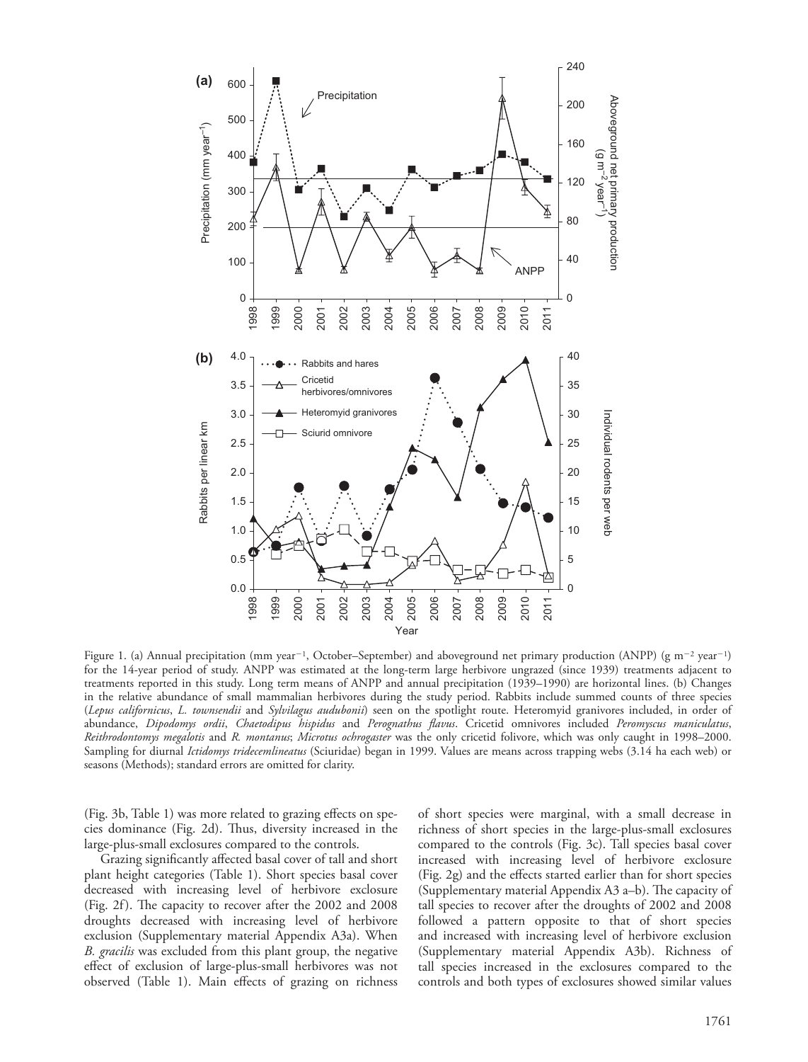Figure 1. (a) Annual precipitation (mm year$^{-1}$, October–September) and aboveground net primary production (ANPP) (g m$^{-2}$ year$^{-1}$) for the 14-year period of study. ANPP was estimated at the long-term large herbivore ungrazed (since 1939) treatments adjacent to treatments reported in this study. Long term means of ANPP and annual precipitation (1939–1990) are horizontal lines. (b) Changes in the relative abundance of small mammalian herbivores during the study period. Rabbits include summed counts of three species (*Lepus californicus*, *L. townsendii* and *Sylvilagus audubonii*) seen on the spotlight route. Heteromyid granivores included, in order of abundance, *Dipodomys ordii*, *Chaetodipus hispidus* and *Perognathus flavus*. Cricetid omnivores included *Peromyscus maniculatus*, *Reithrodontomys megalotis* and *R. montanus*; *Microtus ochrogaster* was the only cricetid folivore, which was only caught in 1998–2000. Sampling for diurnal *Ictidomys tridecemlineatus* (Sciuridae) began in 1999. Values are means across trapping webs (3.14 ha each web) or seasons (Methods); standard errors are omitted for clarity.

(Fig. 3b, Table 1) was more related to grazing effects on species dominance (Fig. 2d). Thus, diversity increased in the large-plus-small exclosures compared to the controls.

Grazing significantly affected basal cover of tall and short plant height categories (Table 1). Short species basal cover decreased with increasing level of herbivore exclosure (Fig. 2f). The capacity to recover after the 2002 and 2008 droughts decreased with increasing level of herbivore exclusion (Supplementary material Appendix A3a). When *B. gracilis* was excluded from this plant group, the negative effect of exclusion of large-plus-small herbivores was not observed (Table 1). Main effects of grazing on richness of short species were marginal, with a small decrease in richness of short species in the large-plus-small exclosures compared to the controls (Fig. 3c). Tall species basal cover increased with increasing level of herbivore exclosure (Fig. 2g) and the effects started earlier than for short species (Supplementary material Appendix A3 a–b). The capacity of tall species to recover after the droughts of 2002 and 2008 followed a pattern opposite to that of short species and increased with increasing level of herbivore exclusion (Supplementary material Appendix A3b). Richness of tall species increased in the exclosures compared to the controls and both types of exclosures showed similar values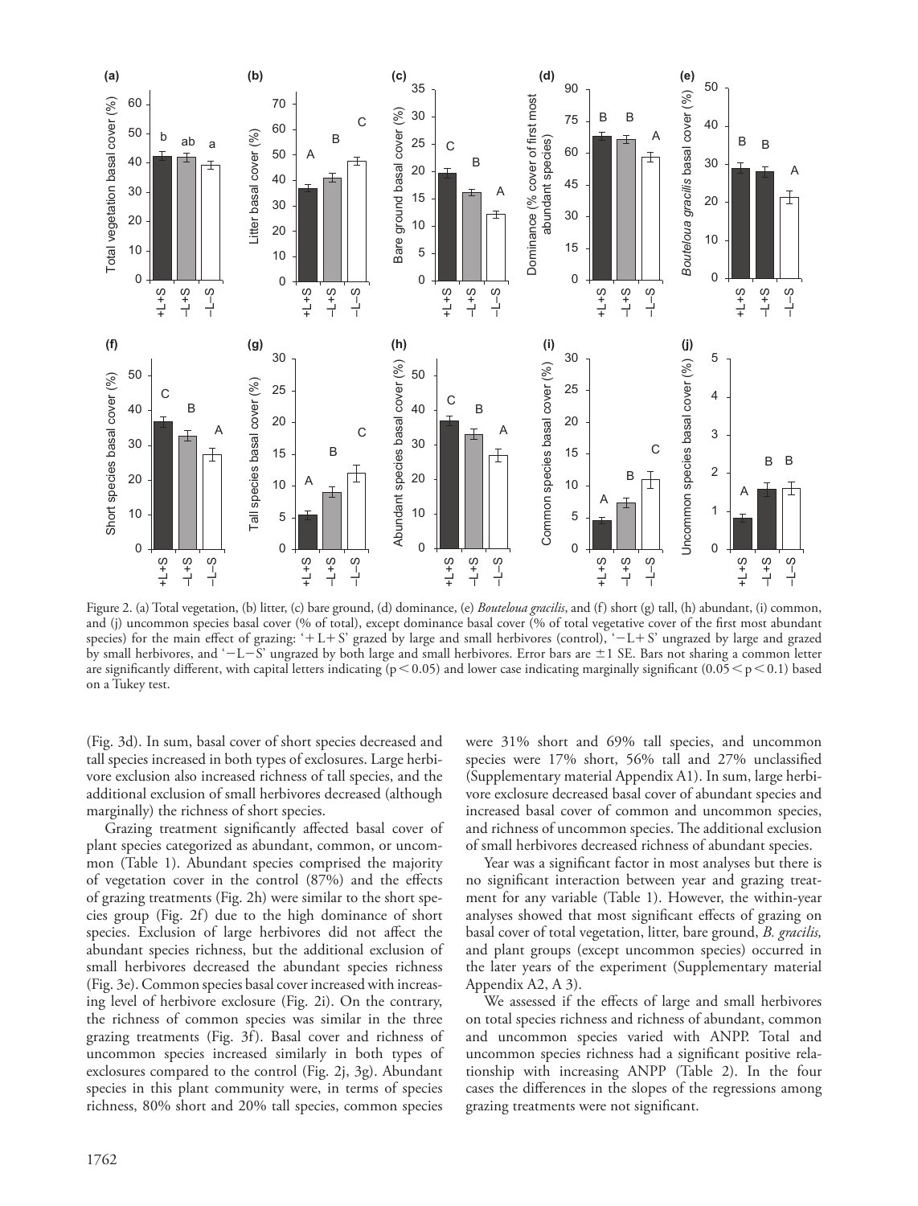Figure 2. (a) Total vegetation, (b) litter, (c) bare ground, (d) dominance, (e) *Bouteloua gracilis*, and (f) short (g) tall, (h) abundant, (i) common, and (j) uncommon species basal cover (% of total), except dominance basal cover (% of total vegetative cover of the first most abundant species) for the main effect of grazing: '+L+S' grazed by large and small herbivores (control), '−L+S' ungrazed by large and grazed by small herbivores, and '−L−S' ungrazed by both large and small herbivores. Error bars are ±1 SE. Bars not sharing a common letter are significantly different, with capital letters indicating ($p < 0.05$) and lower case indicating marginally significant ($0.05 < p < 0.1$) based on a Tukey test.

(Fig. 3d). In sum, basal cover of short species decreased and tall species increased in both types of exclosures. Large herbivore exclusion also increased richness of tall species, and the additional exclusion of small herbivores decreased (although marginally) the richness of short species.

Grazing treatment significantly affected basal cover of plant species categorized as abundant, common, or uncommon (Table 1). Abundant species comprised the majority of vegetation cover in the control (87%) and the effects of grazing treatments (Fig. 2h) were similar to the short species group (Fig. 2f) due to the high dominance of short species. Exclusion of large herbivores did not affect the abundant species richness, but the additional exclusion of small herbivores decreased the abundant species richness (Fig. 3e). Common species basal cover increased with increasing level of herbivore exclosure (Fig. 2i). On the contrary, the richness of common species was similar in the three grazing treatments (Fig. 3f). Basal cover and richness of uncommon species increased similarly in both types of exclosures compared to the control (Fig. 2j, 3g). Abundant species in this plant community were, in terms of species richness, 80% short and 20% tall species, common species were 31% short and 69% tall species, and uncommon species were 17% short, 56% tall and 27% unclassified (Supplementary material Appendix A1). In sum, large herbivore exclosure decreased basal cover of abundant species and increased basal cover of common and uncommon species, and richness of uncommon species. The additional exclusion of small herbivores decreased richness of abundant species.

Year was a significant factor in most analyses but there is no significant interaction between year and grazing treatment for any variable (Table 1). However, the within-year analyses showed that most significant effects of grazing on basal cover of total vegetation, litter, bare ground, *B. gracilis,* and plant groups (except uncommon species) occurred in the later years of the experiment (Supplementary material Appendix A2, A 3).

We assessed if the effects of large and small herbivores on total species richness and richness of abundant, common and uncommon species varied with ANPP. Total and uncommon species richness had a significant positive relationship with increasing ANPP (Table 2). In the four cases the differences in the slopes of the regressions among grazing treatments were not significant.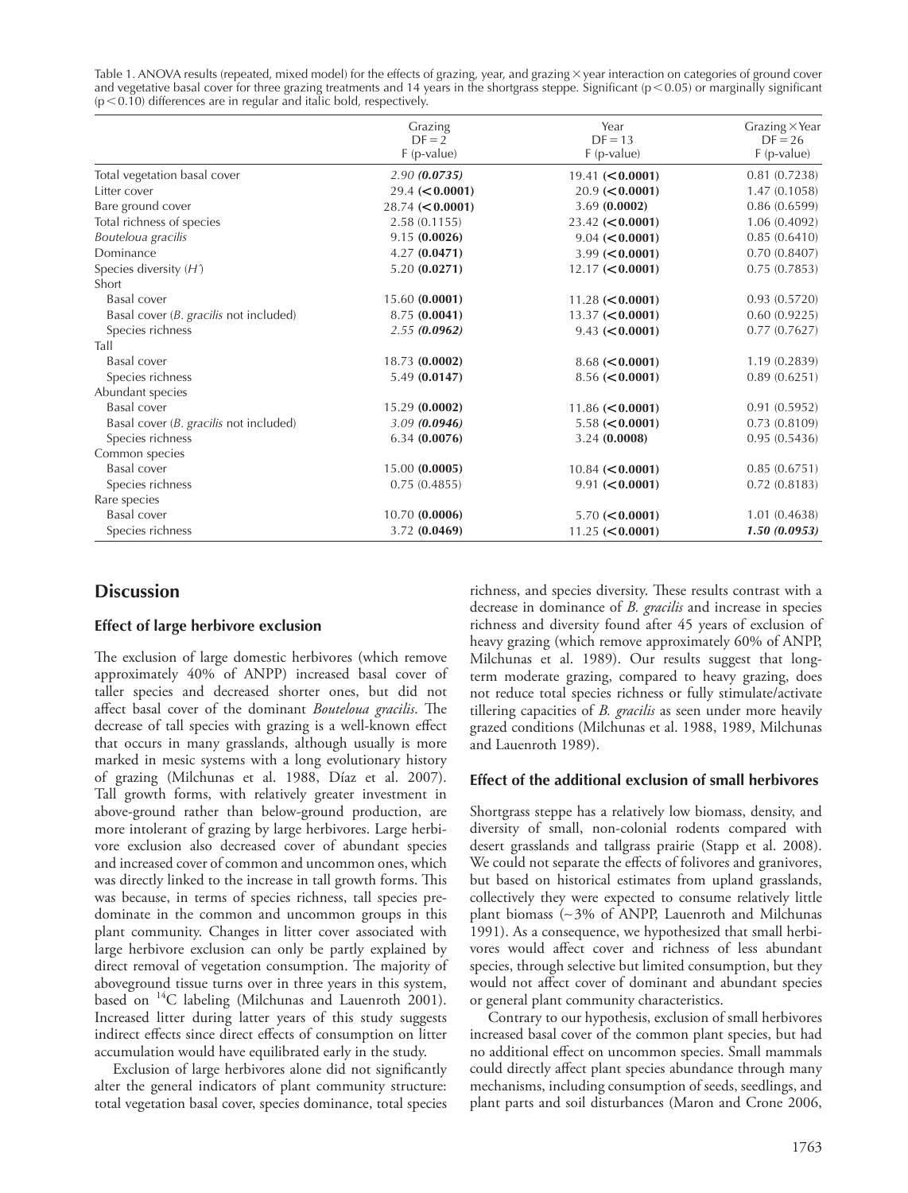Table 1. ANOVA results (repeated, mixed model) for the effects of grazing, year, and grazing × year interaction on categories of ground cover and vegetative basal cover for three grazing treatments and 14 years in the shortgrass steppe. Significant ($p < 0.05$) or marginally significant ($p < 0.10$) differences are in regular and italic bold, respectively.

| | Grazing DF = 2 F (p-value) | Year DF = 13 F (p-value) | Grazing × Year DF = 26 F (p-value) |
|---|---|---|---|
| Total vegetation basal cover | *2.90* ***(0.0735)*** | 19.41 **(<0.0001)** | 0.81 (0.7238) |
| Litter cover | 29.4 **(<0.0001)** | 20.9 **(<0.0001)** | 1.47 (0.1058) |
| Bare ground cover | 28.74 **(<0.0001)** | 3.69 **(0.0002)** | 0.86 (0.6599) |
| Total richness of species | 2.58 (0.1155) | 23.42 **(<0.0001)** | 1.06 (0.4092) |
| *Bouteloua gracilis* | 9.15 **(0.0026)** | 9.04 **(<0.0001)** | 0.85 (0.6410) |
| Dominance | 4.27 **(0.0471)** | 3.99 **(<0.0001)** | 0.70 (0.8407) |
| Species diversity (*H'*) | 5.20 **(0.0271)** | 12.17 **(<0.0001)** | 0.75 (0.7853) |
| Short | | | |
| Basal cover | 15.60 **(0.0001)** | 11.28 **(<0.0001)** | 0.93 (0.5720) |
| Basal cover (*B. gracilis* not included) | 8.75 **(0.0041)** | 13.37 **(<0.0001)** | 0.60 (0.9225) |
| Species richness | *2.55* ***(0.0962)*** | 9.43 **(<0.0001)** | 0.77 (0.7627) |
| Tall | | | |
| Basal cover | 18.73 **(0.0002)** | 8.68 **(<0.0001)** | 1.19 (0.2839) |
| Species richness | 5.49 **(0.0147)** | 8.56 **(<0.0001)** | 0.89 (0.6251) |
| Abundant species | | | |
| Basal cover | 15.29 **(0.0002)** | 11.86 **(<0.0001)** | 0.91 (0.5952) |
| Basal cover (*B. gracilis* not included) | *3.09* ***(0.0946)*** | 5.58 **(<0.0001)** | 0.73 (0.8109) |
| Species richness | 6.34 **(0.0076)** | 3.24 **(0.0008)** | 0.95 (0.5436) |
| Common species | | | |
| Basal cover | 15.00 **(0.0005)** | 10.84 **(<0.0001)** | 0.85 (0.6751) |
| Species richness | 0.75 (0.4855) | 9.91 **(<0.0001)** | 0.72 (0.8183) |
| Rare species | | | |
| Basal cover | 10.70 **(0.0006)** | 5.70 **(<0.0001)** | 1.01 (0.4638) |
| Species richness | 3.72 **(0.0469)** | 11.25 **(<0.0001)** | ***1.50 (0.0953)*** |

## Discussion

### Effect of large herbivore exclusion

The exclusion of large domestic herbivores (which remove approximately 40% of ANPP) increased basal cover of taller species and decreased shorter ones, but did not affect basal cover of the dominant *Bouteloua gracilis*. The decrease of tall species with grazing is a well-known effect that occurs in many grasslands, although usually is more marked in mesic systems with a long evolutionary history of grazing (Milchunas et al. 1988, Díaz et al. 2007). Tall growth forms, with relatively greater investment in above-ground rather than below-ground production, are more intolerant of grazing by large herbivores. Large herbivore exclusion also decreased cover of abundant species and increased cover of common and uncommon ones, which was directly linked to the increase in tall growth forms. This was because, in terms of species richness, tall species predominate in the common and uncommon groups in this plant community. Changes in litter cover associated with large herbivore exclusion can only be partly explained by direct removal of vegetation consumption. The majority of aboveground tissue turns over in three years in this system, based on $^{14}C$ labeling (Milchunas and Lauenroth 2001). Increased litter during latter years of this study suggests indirect effects since direct effects of consumption on litter accumulation would have equilibrated early in the study.

Exclusion of large herbivores alone did not significantly alter the general indicators of plant community structure: total vegetation basal cover, species dominance, total species richness, and species diversity. These results contrast with a decrease in dominance of *B. gracilis* and increase in species richness and diversity found after 45 years of exclusion of heavy grazing (which remove approximately 60% of ANPP, Milchunas et al. 1989). Our results suggest that long-term moderate grazing, compared to heavy grazing, does not reduce total species richness or fully stimulate/activate tillering capacities of *B. gracilis* as seen under more heavily grazed conditions (Milchunas et al. 1988, 1989, Milchunas and Lauenroth 1989).

### Effect of the additional exclusion of small herbivores

Shortgrass steppe has a relatively low biomass, density, and diversity of small, non-colonial rodents compared with desert grasslands and tallgrass prairie (Stapp et al. 2008). We could not separate the effects of folivores and granivores, but based on historical estimates from upland grasslands, collectively they were expected to consume relatively little plant biomass (~3% of ANPP, Lauenroth and Milchunas 1991). As a consequence, we hypothesized that small herbivores would affect cover and richness of less abundant species, through selective but limited consumption, but they would not affect cover of dominant and abundant species or general plant community characteristics.

Contrary to our hypothesis, exclusion of small herbivores increased basal cover of the common plant species, but had no additional effect on uncommon species. Small mammals could directly affect plant species abundance through many mechanisms, including consumption of seeds, seedlings, and plant parts and soil disturbances (Maron and Crone 2006,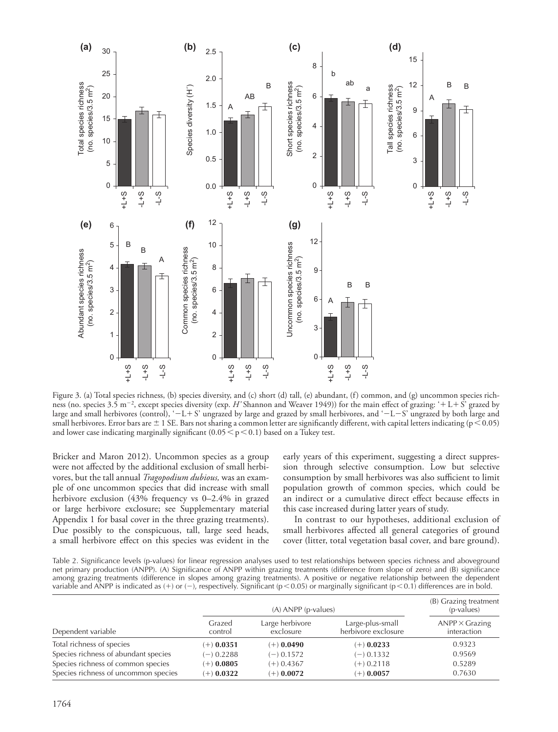Figure 3. (a) Total species richness, (b) species diversity, and (c) short (d) tall, (e) abundant, (f) common, and (g) uncommon species richness (no. species 3.5 $m^{-2}$, except species diversity (exp. *H'* Shannon and Weaver 1949)) for the main effect of grazing: '+L+S' grazed by large and small herbivores (control), '−L+S' ungrazed by large and grazed by small herbivores, and '−L−S' ungrazed by both large and small herbivores. Error bars are ± 1 SE. Bars not sharing a common letter are significantly different, with capital letters indicating ($p < 0.05$) and lower case indicating marginally significant ($0.05 < p < 0.1$) based on a Tukey test.

Bricker and Maron 2012). Uncommon species as a group were not affected by the additional exclusion of small herbivores, but the tall annual *Tragopodium dubious,* was an example of one uncommon species that did increase with small herbivore exclusion (43% frequency vs 0–2.4% in grazed or large herbivore exclosure; see Supplementary material Appendix 1 for basal cover in the three grazing treatments). Due possibly to the conspicuous, tall, large seed heads, a small herbivore effect on this species was evident in the early years of this experiment, suggesting a direct suppression through selective consumption. Low but selective consumption by small herbivores was also sufficient to limit population growth of common species, which could be an indirect or a cumulative direct effect because effects in this case increased during latter years of study.

In contrast to our hypotheses, additional exclusion of small herbivores affected all general categories of ground cover (litter, total vegetation basal cover, and bare ground).

Table 2. Significance levels (p-values) for linear regression analyses used to test relationships between species richness and aboveground net primary production (ANPP). (A) Significance of ANPP within grazing treatments (difference from slope of zero) and (B) significance among grazing treatments (difference in slopes among grazing treatments). A positive or negative relationship between the dependent variable and ANPP is indicated as (+) or (−), respectively. Significant ($p < 0.05$) or marginally significant ($p < 0.1$) differences are in bold.

| | (A) ANPP (p-values) | | | (B) Grazing treatment (p-values) |
|---|---|---|---|---|
| Dependent variable | Grazed control | Large herbivore exclosure | Large-plus-small herbivore exclosure | ANPP × Grazing interaction |
| Total richness of species | (+) **0.0351** | (+) **0.0490** | (+) **0.0233** | 0.9323 |
| Species richness of abundant species | (−) 0.2288 | (−) 0.1572 | (−) 0.1332 | 0.9569 |
| Species richness of common species | (+) **0.0805** | (+) 0.4367 | (+) 0.2118 | 0.5289 |
| Species richness of uncommon species | (+) **0.0322** | (+) **0.0072** | (+) **0.0057** | 0.7630 |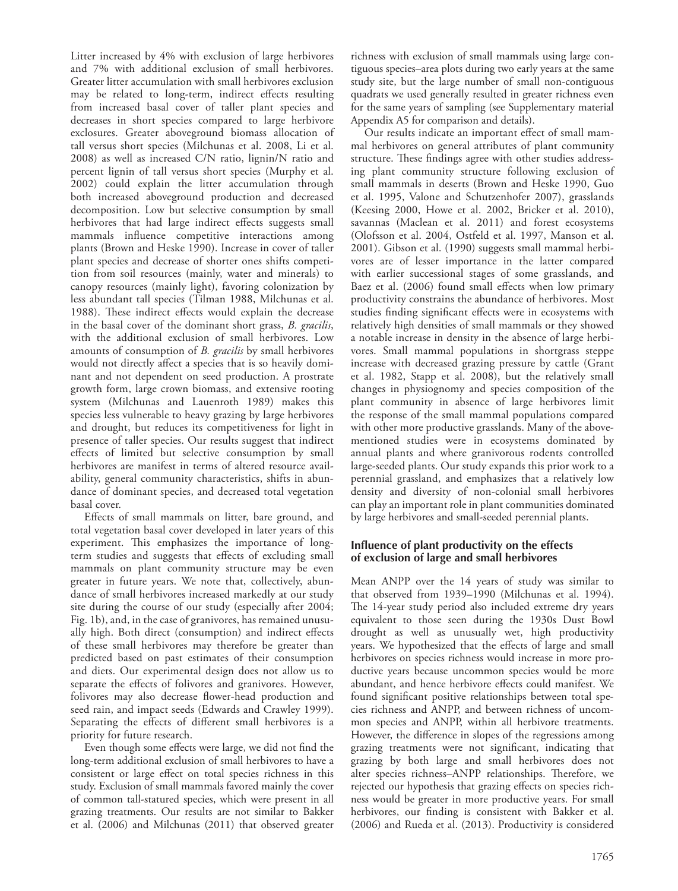Litter increased by 4% with exclusion of large herbivores and 7% with additional exclusion of small herbivores. Greater litter accumulation with small herbivores exclusion may be related to long-term, indirect effects resulting from increased basal cover of taller plant species and decreases in short species compared to large herbivore exclosures. Greater aboveground biomass allocation of tall versus short species (Milchunas et al. 2008, Li et al. 2008) as well as increased C/N ratio, lignin/N ratio and percent lignin of tall versus short species (Murphy et al. 2002) could explain the litter accumulation through both increased aboveground production and decreased decomposition. Low but selective consumption by small herbivores that had large indirect effects suggests small mammals influence competitive interactions among plants (Brown and Heske 1990). Increase in cover of taller plant species and decrease of shorter ones shifts competition from soil resources (mainly, water and minerals) to canopy resources (mainly light), favoring colonization by less abundant tall species (Tilman 1988, Milchunas et al. 1988). These indirect effects would explain the decrease in the basal cover of the dominant short grass, *B. gracilis*, with the additional exclusion of small herbivores. Low amounts of consumption of *B. gracilis* by small herbivores would not directly affect a species that is so heavily dominant and not dependent on seed production. A prostrate growth form, large crown biomass, and extensive rooting system (Milchunas and Lauenroth 1989) makes this species less vulnerable to heavy grazing by large herbivores and drought, but reduces its competitiveness for light in presence of taller species. Our results suggest that indirect effects of limited but selective consumption by small herbivores are manifest in terms of altered resource availability, general community characteristics, shifts in abundance of dominant species, and decreased total vegetation basal cover.

Effects of small mammals on litter, bare ground, and total vegetation basal cover developed in later years of this experiment. This emphasizes the importance of long-term studies and suggests that effects of excluding small mammals on plant community structure may be even greater in future years. We note that, collectively, abundance of small herbivores increased markedly at our study site during the course of our study (especially after 2004; Fig. 1b), and, in the case of granivores, has remained unusually high. Both direct (consumption) and indirect effects of these small herbivores may therefore be greater than predicted based on past estimates of their consumption and diets. Our experimental design does not allow us to separate the effects of folivores and granivores. However, folivores may also decrease flower-head production and seed rain, and impact seeds (Edwards and Crawley 1999). Separating the effects of different small herbivores is a priority for future research.

Even though some effects were large, we did not find the long-term additional exclusion of small herbivores to have a consistent or large effect on total species richness in this study. Exclusion of small mammals favored mainly the cover of common tall-statured species, which were present in all grazing treatments. Our results are not similar to Bakker et al. (2006) and Milchunas (2011) that observed greater richness with exclusion of small mammals using large contiguous species–area plots during two early years at the same study site, but the large number of small non-contiguous quadrats we used generally resulted in greater richness even for the same years of sampling (see Supplementary material Appendix A5 for comparison and details).

Our results indicate an important effect of small mammal herbivores on general attributes of plant community structure. These findings agree with other studies addressing plant community structure following exclusion of small mammals in deserts (Brown and Heske 1990, Guo et al. 1995, Valone and Schutzenhofer 2007), grasslands (Keesing 2000, Howe et al. 2002, Bricker et al. 2010), savannas (Maclean et al. 2011) and forest ecosystems (Olofsson et al. 2004, Ostfeld et al. 1997, Manson et al. 2001). Gibson et al. (1990) suggests small mammal herbivores are of lesser importance in the latter compared with earlier successional stages of some grasslands, and Baez et al. (2006) found small effects when low primary productivity constrains the abundance of herbivores. Most studies finding significant effects were in ecosystems with relatively high densities of small mammals or they showed a notable increase in density in the absence of large herbivores. Small mammal populations in shortgrass steppe increase with decreased grazing pressure by cattle (Grant et al. 1982, Stapp et al. 2008), but the relatively small changes in physiognomy and species composition of the plant community in absence of large herbivores limit the response of the small mammal populations compared with other more productive grasslands. Many of the above-mentioned studies were in ecosystems dominated by annual plants and where granivorous rodents controlled large-seeded plants. Our study expands this prior work to a perennial grassland, and emphasizes that a relatively low density and diversity of non-colonial small herbivores can play an important role in plant communities dominated by large herbivores and small-seeded perennial plants.

### Influence of plant productivity on the effects of exclusion of large and small herbivores

Mean ANPP over the 14 years of study was similar to that observed from 1939–1990 (Milchunas et al. 1994). The 14-year study period also included extreme dry years equivalent to those seen during the 1930s Dust Bowl drought as well as unusually wet, high productivity years. We hypothesized that the effects of large and small herbivores on species richness would increase in more productive years because uncommon species would be more abundant, and hence herbivore effects could manifest. We found significant positive relationships between total species richness and ANPP, and between richness of uncommon species and ANPP, within all herbivore treatments. However, the difference in slopes of the regressions among grazing treatments were not significant, indicating that grazing by both large and small herbivores does not alter species richness–ANPP relationships. Therefore, we rejected our hypothesis that grazing effects on species richness would be greater in more productive years. For small herbivores, our finding is consistent with Bakker et al. (2006) and Rueda et al. (2013). Productivity is considered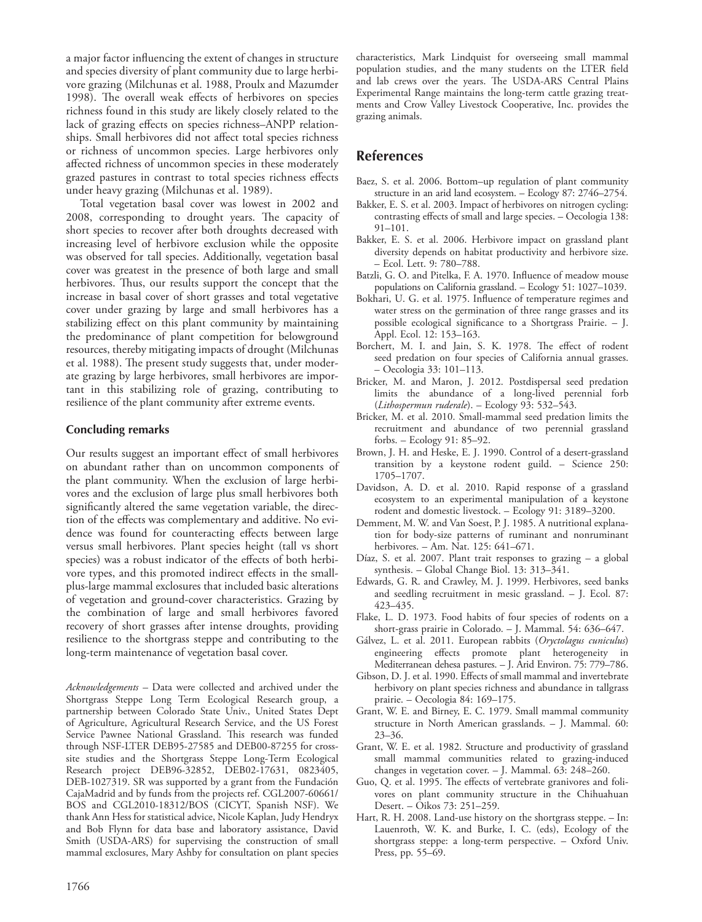a major factor influencing the extent of changes in structure and species diversity of plant community due to large herbivore grazing (Milchunas et al. 1988, Proulx and Mazumder 1998). The overall weak effects of herbivores on species richness found in this study are likely closely related to the lack of grazing effects on species richness–ANPP relationships. Small herbivores did not affect total species richness or richness of uncommon species. Large herbivores only affected richness of uncommon species in these moderately grazed pastures in contrast to total species richness effects under heavy grazing (Milchunas et al. 1989).

Total vegetation basal cover was lowest in 2002 and 2008, corresponding to drought years. The capacity of short species to recover after both droughts decreased with increasing level of herbivore exclusion while the opposite was observed for tall species. Additionally, vegetation basal cover was greatest in the presence of both large and small herbivores. Thus, our results support the concept that the increase in basal cover of short grasses and total vegetative cover under grazing by large and small herbivores has a stabilizing effect on this plant community by maintaining the predominance of plant competition for belowground resources, thereby mitigating impacts of drought (Milchunas et al. 1988). The present study suggests that, under moderate grazing by large herbivores, small herbivores are important in this stabilizing role of grazing, contributing to resilience of the plant community after extreme events.

## Concluding remarks

Our results suggest an important effect of small herbivores on abundant rather than on uncommon components of the plant community. When the exclusion of large herbivores and the exclusion of large plus small herbivores both significantly altered the same vegetation variable, the direction of the effects was complementary and additive. No evidence was found for counteracting effects between large versus small herbivores. Plant species height (tall vs short species) was a robust indicator of the effects of both herbivore types, and this promoted indirect effects in the small-plus-large mammal exclosures that included basic alterations of vegetation and ground-cover characteristics. Grazing by the combination of large and small herbivores favored recovery of short grasses after intense droughts, providing resilience to the shortgrass steppe and contributing to the long-term maintenance of vegetation basal cover.

*Acknowledgements* – Data were collected and archived under the Shortgrass Steppe Long Term Ecological Research group, a partnership between Colorado State Univ., United States Dept of Agriculture, Agricultural Research Service, and the US Forest Service Pawnee National Grassland. This research was funded through NSF-LTER DEB95-27585 and DEB00-87255 for cross-site studies and the Shortgrass Steppe Long-Term Ecological Research project DEB96-32852, DEB02-17631, 0823405, DEB-1027319. SR was supported by a grant from the Fundación CajaMadrid and by funds from the projects ref. CGL2007-60661/BOS and CGL2010-18312/BOS (CICYT, Spanish NSF). We thank Ann Hess for statistical advice, Nicole Kaplan, Judy Hendryx and Bob Flynn for data base and laboratory assistance, David Smith (USDA-ARS) for supervising the construction of small mammal exclosures, Mary Ashby for consultation on plant species characteristics, Mark Lindquist for overseeing small mammal population studies, and the many students on the LTER field and lab crews over the years. The USDA-ARS Central Plains Experimental Range maintains the long-term cattle grazing treatments and Crow Valley Livestock Cooperative, Inc. provides the grazing animals.

# References

Baez, S. et al. 2006. Bottom–up regulation of plant community structure in an arid land ecosystem. – Ecology 87: 2746–2754.

Bakker, E. S. et al. 2003. Impact of herbivores on nitrogen cycling: contrasting effects of small and large species. – Oecologia 138: 91–101.

Bakker, E. S. et al. 2006. Herbivore impact on grassland plant diversity depends on habitat productivity and herbivore size. – Ecol. Lett. 9: 780–788.

Batzli, G. O. and Pitelka, F. A. 1970. Influence of meadow mouse populations on California grassland. – Ecology 51: 1027–1039.

Bokhari, U. G. et al. 1975. Influence of temperature regimes and water stress on the germination of three range grasses and its possible ecological significance to a Shortgrass Prairie. – J. Appl. Ecol. 12: 153–163.

Borchert, M. I. and Jain, S. K. 1978. The effect of rodent seed predation on four species of California annual grasses. – Oecologia 33: 101–113.

Bricker, M. and Maron, J. 2012. Postdispersal seed predation limits the abundance of a long-lived perennial forb (*Lithospermun ruderale*). – Ecology 93: 532–543.

Bricker, M. et al. 2010. Small-mammal seed predation limits the recruitment and abundance of two perennial grassland forbs. – Ecology 91: 85–92.

Brown, J. H. and Heske, E. J. 1990. Control of a desert-grassland transition by a keystone rodent guild. – Science 250: 1705–1707.

Davidson, A. D. et al. 2010. Rapid response of a grassland ecosystem to an experimental manipulation of a keystone rodent and domestic livestock. – Ecology 91: 3189–3200.

Demment, M. W. and Van Soest, P. J. 1985. A nutritional explanation for body-size patterns of ruminant and nonruminant herbivores. – Am. Nat. 125: 641–671.

Díaz, S. et al. 2007. Plant trait responses to grazing – a global synthesis. – Global Change Biol. 13: 313–341.

Edwards, G. R. and Crawley, M. J. 1999. Herbivores, seed banks and seedling recruitment in mesic grassland. – J. Ecol. 87: 423–435.

Flake, L. D. 1973. Food habits of four species of rodents on a short-grass prairie in Colorado. – J. Mammal. 54: 636–647.

Gálvez, L. et al. 2011. European rabbits (*Oryctolagus cuniculus*) engineering effects promote plant heterogeneity in Mediterranean dehesa pastures. – J. Arid Environ. 75: 779–786.

Gibson, D. J. et al. 1990. Effects of small mammal and invertebrate herbivory on plant species richness and abundance in tallgrass prairie. – Oecologia 84: 169–175.

Grant, W. E. and Birney, E. C. 1979. Small mammal community structure in North American grasslands. – J. Mammal. 60: 23–36.

Grant, W. E. et al. 1982. Structure and productivity of grassland small mammal communities related to grazing-induced changes in vegetation cover. – J. Mammal. 63: 248–260.

Guo, Q. et al. 1995. The effects of vertebrate granivores and folivores on plant community structure in the Chihuahuan Desert. – Oikos 73: 251–259.

Hart, R. H. 2008. Land-use history on the shortgrass steppe. – In: Lauenroth, W. K. and Burke, I. C. (eds), Ecology of the shortgrass steppe: a long-term perspective. – Oxford Univ. Press, pp. 55–69.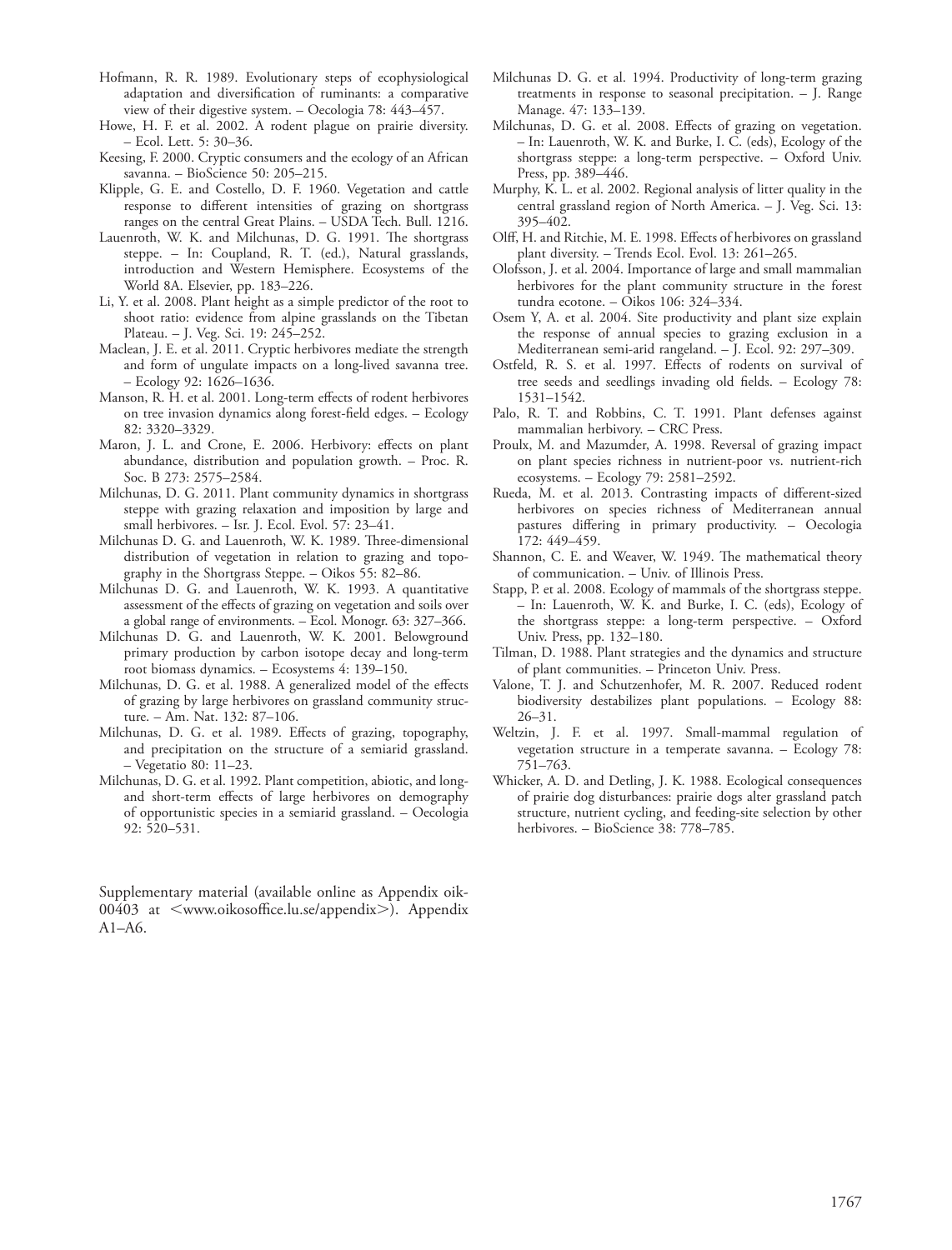Hofmann, R. R. 1989. Evolutionary steps of ecophysiological adaptation and diversification of ruminants: a comparative view of their digestive system. – Oecologia 78: 443–457.

Howe, H. F. et al. 2002. A rodent plague on prairie diversity. – Ecol. Lett. 5: 30–36.

Keesing, F. 2000. Cryptic consumers and the ecology of an African savanna. – BioScience 50: 205–215.

Klipple, G. E. and Costello, D. F. 1960. Vegetation and cattle response to different intensities of grazing on shortgrass ranges on the central Great Plains. – USDA Tech. Bull. 1216.

Lauenroth, W. K. and Milchunas, D. G. 1991. The shortgrass steppe. – In: Coupland, R. T. (ed.), Natural grasslands, introduction and Western Hemisphere. Ecosystems of the World 8A. Elsevier, pp. 183–226.

Li, Y. et al. 2008. Plant height as a simple predictor of the root to shoot ratio: evidence from alpine grasslands on the Tibetan Plateau. – J. Veg. Sci. 19: 245–252.

Maclean, J. E. et al. 2011. Cryptic herbivores mediate the strength and form of ungulate impacts on a long-lived savanna tree. – Ecology 92: 1626–1636.

Manson, R. H. et al. 2001. Long-term effects of rodent herbivores on tree invasion dynamics along forest-field edges. – Ecology 82: 3320–3329.

Maron, J. L. and Crone, E. 2006. Herbivory: effects on plant abundance, distribution and population growth. – Proc. R. Soc. B 273: 2575–2584.

Milchunas, D. G. 2011. Plant community dynamics in shortgrass steppe with grazing relaxation and imposition by large and small herbivores. – Isr. J. Ecol. Evol. 57: 23–41.

Milchunas D. G. and Lauenroth, W. K. 1989. Three-dimensional distribution of vegetation in relation to grazing and topography in the Shortgrass Steppe. – Oikos 55: 82–86.

Milchunas D. G. and Lauenroth, W. K. 1993. A quantitative assessment of the effects of grazing on vegetation and soils over a global range of environments. – Ecol. Monogr. 63: 327–366.

Milchunas D. G. and Lauenroth, W. K. 2001. Belowground primary production by carbon isotope decay and long-term root biomass dynamics. – Ecosystems 4: 139–150.

Milchunas, D. G. et al. 1988. A generalized model of the effects of grazing by large herbivores on grassland community structure. – Am. Nat. 132: 87–106.

Milchunas, D. G. et al. 1989. Effects of grazing, topography, and precipitation on the structure of a semiarid grassland. – Vegetatio 80: 11–23.

Milchunas, D. G. et al. 1992. Plant competition, abiotic, and long- and short-term effects of large herbivores on demography of opportunistic species in a semiarid grassland. – Oecologia 92: 520–531.

Milchunas D. G. et al. 1994. Productivity of long-term grazing treatments in response to seasonal precipitation. – J. Range Manage. 47: 133–139.

Milchunas, D. G. et al. 2008. Effects of grazing on vegetation. – In: Lauenroth, W. K. and Burke, I. C. (eds), Ecology of the shortgrass steppe: a long-term perspective. – Oxford Univ. Press, pp. 389–446.

Murphy, K. L. et al. 2002. Regional analysis of litter quality in the central grassland region of North America. – J. Veg. Sci. 13: 395–402.

Olff, H. and Ritchie, M. E. 1998. Effects of herbivores on grassland plant diversity. – Trends Ecol. Evol. 13: 261–265.

Olofsson, J. et al. 2004. Importance of large and small mammalian herbivores for the plant community structure in the forest tundra ecotone. – Oikos 106: 324–334.

Osem Y, A. et al. 2004. Site productivity and plant size explain the response of annual species to grazing exclusion in a Mediterranean semi-arid rangeland. – J. Ecol. 92: 297–309.

Ostfeld, R. S. et al. 1997. Effects of rodents on survival of tree seeds and seedlings invading old fields. – Ecology 78: 1531–1542.

Palo, R. T. and Robbins, C. T. 1991. Plant defenses against mammalian herbivory. – CRC Press.

Proulx, M. and Mazumder, A. 1998. Reversal of grazing impact on plant species richness in nutrient-poor vs. nutrient-rich ecosystems. – Ecology 79: 2581–2592.

Rueda, M. et al. 2013. Contrasting impacts of different-sized herbivores on species richness of Mediterranean annual pastures differing in primary productivity. – Oecologia 172: 449–459.

Shannon, C. E. and Weaver, W. 1949. The mathematical theory of communication. – Univ. of Illinois Press.

Stapp, P. et al. 2008. Ecology of mammals of the shortgrass steppe. – In: Lauenroth, W. K. and Burke, I. C. (eds), Ecology of the shortgrass steppe: a long-term perspective. – Oxford Univ. Press, pp. 132–180.

Tilman, D. 1988. Plant strategies and the dynamics and structure of plant communities. – Princeton Univ. Press.

Valone, T. J. and Schutzenhofer, M. R. 2007. Reduced rodent biodiversity destabilizes plant populations. – Ecology 88: 26–31.

Weltzin, J. F. et al. 1997. Small-mammal regulation of vegetation structure in a temperate savanna. – Ecology 78: 751–763.

Whicker, A. D. and Detling, J. K. 1988. Ecological consequences of prairie dog disturbances: prairie dogs alter grassland patch structure, nutrient cycling, and feeding-site selection by other herbivores. – BioScience 38: 778–785.

Supplementary material (available online as Appendix oik-00403 at <www.oikosoffice.lu.se/appendix>). Appendix A1–A6.